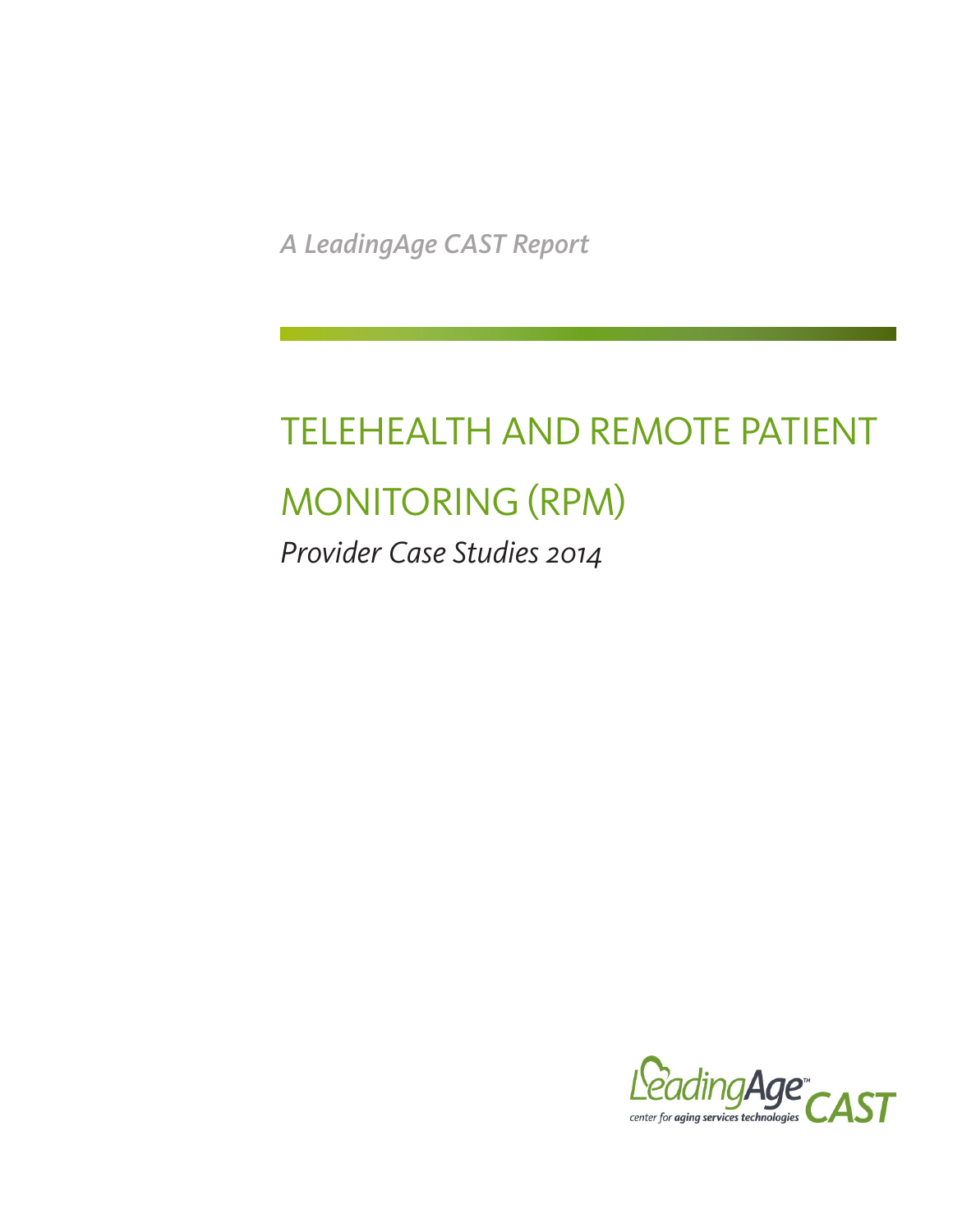*A LeadingAge CAST Report*

# TELEHEALTH AND REMOTE PATIENT MONITORING (RPM)

*Provider Case Studies 2014*

LeadingAge™ CAST

center for aging services technologies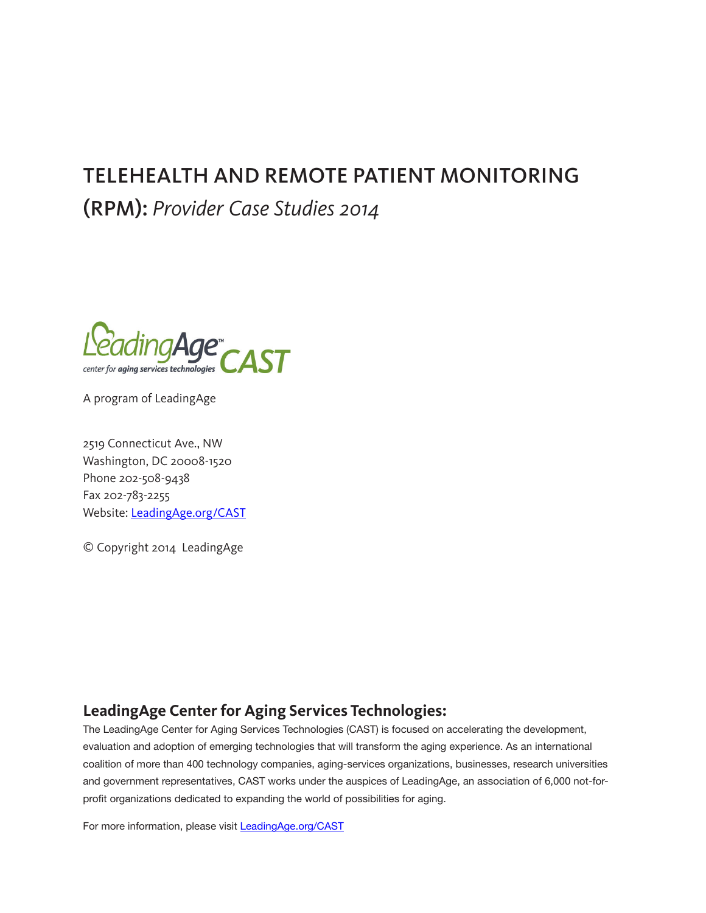# TELEHEALTH AND REMOTE PATIENT MONITORING (RPM): *Provider Case Studies 2014*

LeadingAge™ center for aging services technologies CAST

A program of LeadingAge

2519 Connecticut Ave., NW
Washington, DC 20008-1520
Phone 202-508-9438
Fax 202-783-2255
Website: [LeadingAge.org/CAST](LeadingAge.org/CAST)

© Copyright 2014 LeadingAge

## LeadingAge Center for Aging Services Technologies:

The LeadingAge Center for Aging Services Technologies (CAST) is focused on accelerating the development, evaluation and adoption of emerging technologies that will transform the aging experience. As an international coalition of more than 400 technology companies, aging-services organizations, businesses, research universities and government representatives, CAST works under the auspices of LeadingAge, an association of 6,000 not-for-profit organizations dedicated to expanding the world of possibilities for aging.

For more information, please visit [LeadingAge.org/CAST](LeadingAge.org/CAST)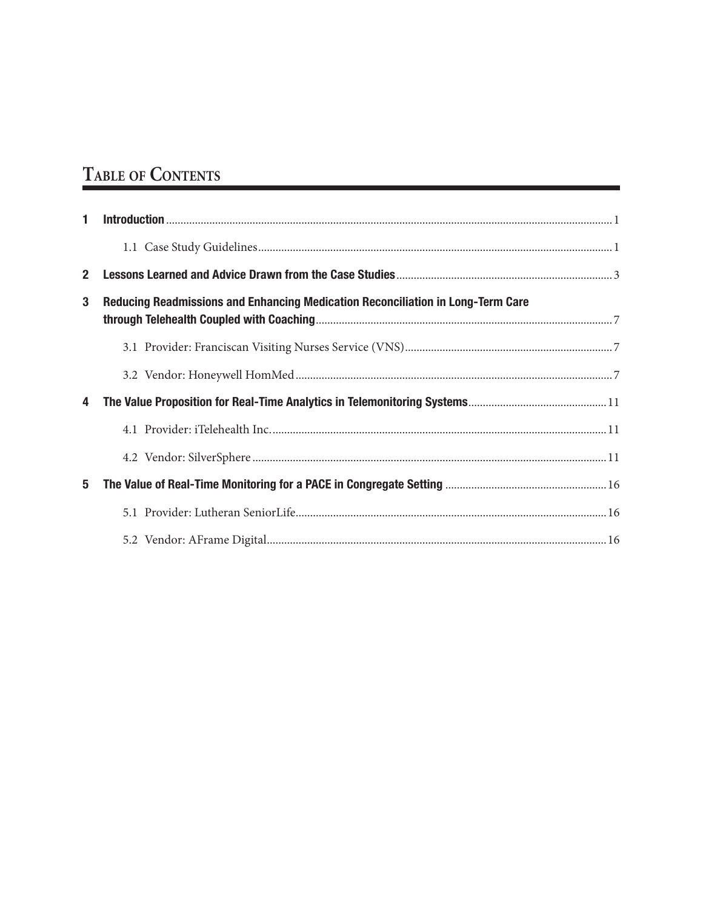# Table of Contents

| | | |
|---|---|---|
| **1** | **Introduction** | 1 |
| | 1.1 Case Study Guidelines | 1 |
| **2** | **Lessons Learned and Advice Drawn from the Case Studies** | 3 |
| **3** | **Reducing Readmissions and Enhancing Medication Reconciliation in Long-Term Care through Telehealth Coupled with Coaching** | 7 |
| | 3.1 Provider: Franciscan Visiting Nurses Service (VNS) | 7 |
| | 3.2 Vendor: Honeywell HomMed | 7 |
| **4** | **The Value Proposition for Real-Time Analytics in Telemonitoring Systems** | 11 |
| | 4.1 Provider: iTelehealth Inc. | 11 |
| | 4.2 Vendor: SilverSphere | 11 |
| **5** | **The Value of Real-Time Monitoring for a PACE in Congregate Setting** | 16 |
| | 5.1 Provider: Lutheran SeniorLife | 16 |
| | 5.2 Vendor: AFrame Digital | 16 |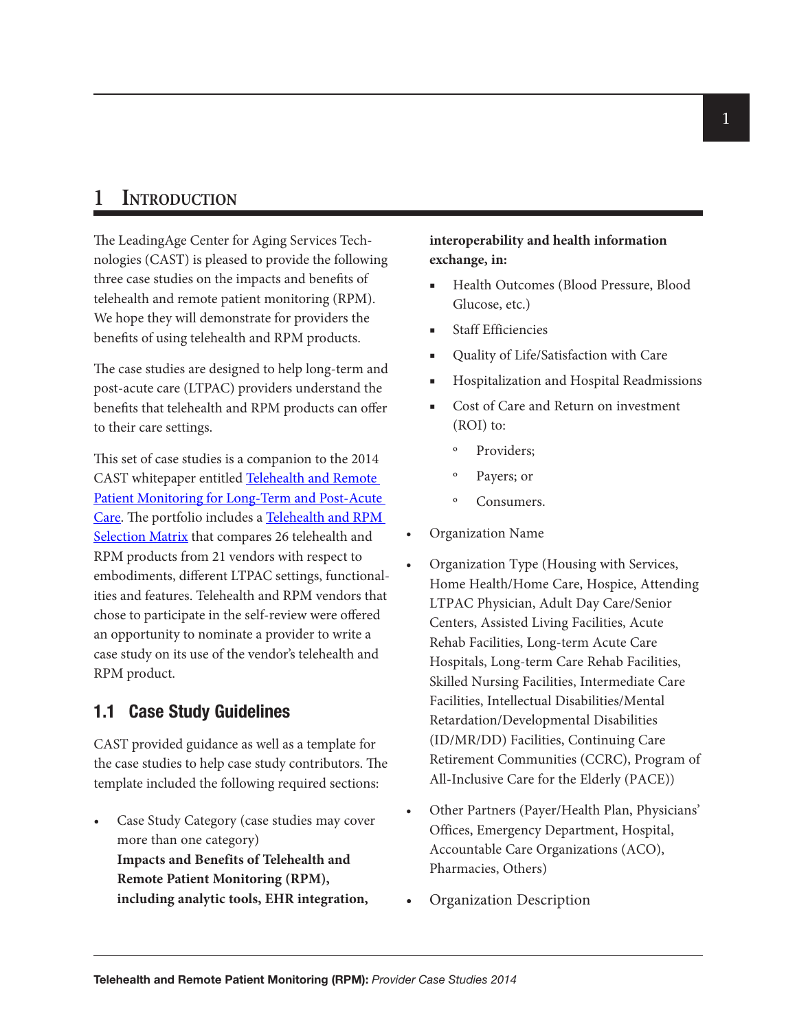# 1 Introduction

The LeadingAge Center for Aging Services Technologies (CAST) is pleased to provide the following three case studies on the impacts and benefits of telehealth and remote patient monitoring (RPM). We hope they will demonstrate for providers the benefits of using telehealth and RPM products.

The case studies are designed to help long-term and post-acute care (LTPAC) providers understand the benefits that telehealth and RPM products can offer to their care settings.

This set of case studies is a companion to the 2014 CAST whitepaper entitled [Telehealth and Remote Patient Monitoring for Long-Term and Post-Acute Care](). The portfolio includes a [Telehealth and RPM Selection Matrix]() that compares 26 telehealth and RPM products from 21 vendors with respect to embodiments, different LTPAC settings, functionalities and features. Telehealth and RPM vendors that chose to participate in the self-review were offered an opportunity to nominate a provider to write a case study on its use of the vendor's telehealth and RPM product.

## 1.1 Case Study Guidelines

CAST provided guidance as well as a template for the case studies to help case study contributors. The template included the following required sections:

- Case Study Category (case studies may cover more than one category)
  **Impacts and Benefits of Telehealth and Remote Patient Monitoring (RPM), including analytic tools, EHR integration, interoperability and health information exchange, in:**
  - Health Outcomes (Blood Pressure, Blood Glucose, etc.)
  - Staff Efficiencies
  - Quality of Life/Satisfaction with Care
  - Hospitalization and Hospital Readmissions
  - Cost of Care and Return on investment (ROI) to:
    - Providers;
    - Payers; or
    - Consumers.
- Organization Name
- Organization Type (Housing with Services, Home Health/Home Care, Hospice, Attending LTPAC Physician, Adult Day Care/Senior Centers, Assisted Living Facilities, Acute Rehab Facilities, Long-term Acute Care Hospitals, Long-term Care Rehab Facilities, Skilled Nursing Facilities, Intermediate Care Facilities, Intellectual Disabilities/Mental Retardation/Developmental Disabilities (ID/MR/DD) Facilities, Continuing Care Retirement Communities (CCRC), Program of All-Inclusive Care for the Elderly (PACE))
- Other Partners (Payer/Health Plan, Physicians' Offices, Emergency Department, Hospital, Accountable Care Organizations (ACO), Pharmacies, Others)
- Organization Description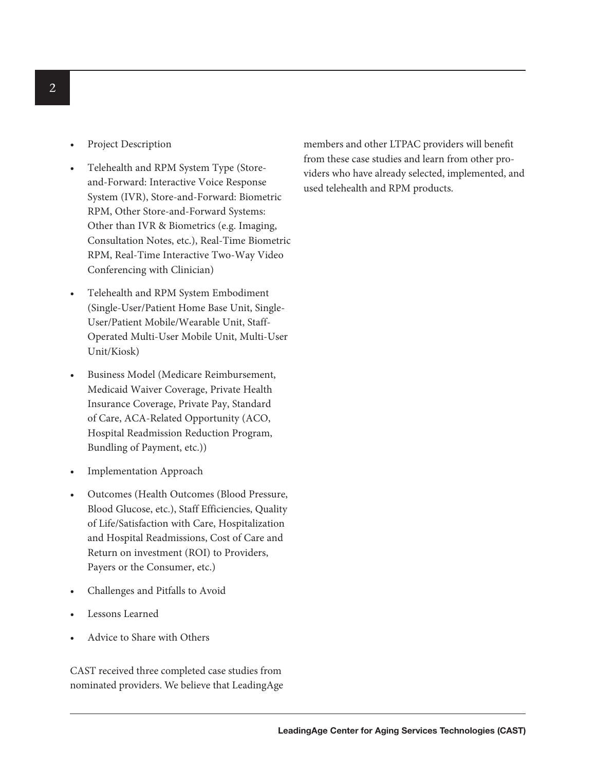- Project Description
- Telehealth and RPM System Type (Store-and-Forward: Interactive Voice Response System (IVR), Store-and-Forward: Biometric RPM, Other Store-and-Forward Systems: Other than IVR & Biometrics (e.g. Imaging, Consultation Notes, etc.), Real-Time Biometric RPM, Real-Time Interactive Two-Way Video Conferencing with Clinician)
- Telehealth and RPM System Embodiment (Single-User/Patient Home Base Unit, Single-User/Patient Mobile/Wearable Unit, Staff-Operated Multi-User Mobile Unit, Multi-User Unit/Kiosk)
- Business Model (Medicare Reimbursement, Medicaid Waiver Coverage, Private Health Insurance Coverage, Private Pay, Standard of Care, ACA-Related Opportunity (ACO, Hospital Readmission Reduction Program, Bundling of Payment, etc.))
- Implementation Approach
- Outcomes (Health Outcomes (Blood Pressure, Blood Glucose, etc.), Staff Efficiencies, Quality of Life/Satisfaction with Care, Hospitalization and Hospital Readmissions, Cost of Care and Return on investment (ROI) to Providers, Payers or the Consumer, etc.)
- Challenges and Pitfalls to Avoid
- Lessons Learned
- Advice to Share with Others

CAST received three completed case studies from nominated providers. We believe that LeadingAge members and other LTPAC providers will benefit from these case studies and learn from other providers who have already selected, implemented, and used telehealth and RPM products.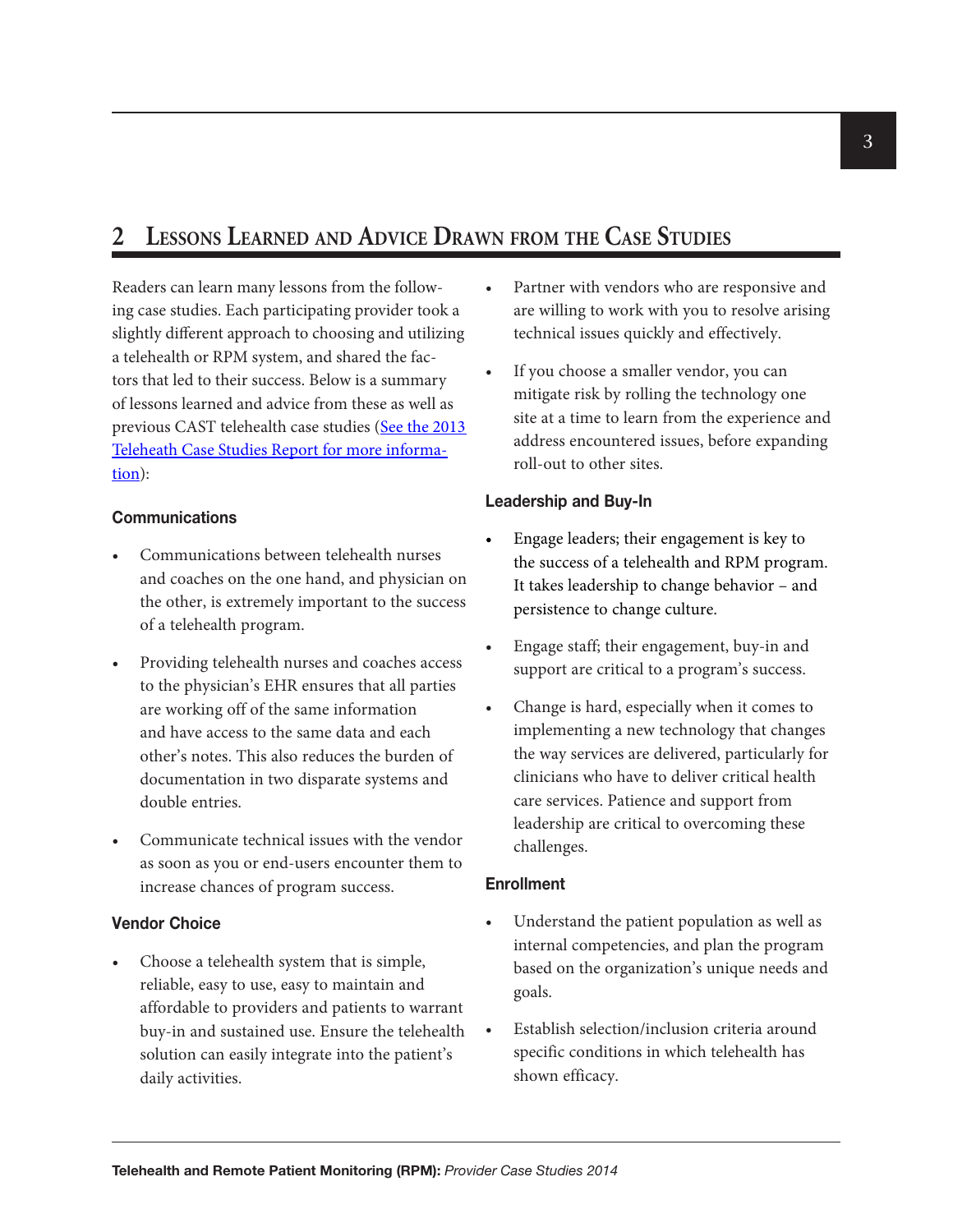## 2 Lessons Learned and Advice Drawn from the Case Studies

Readers can learn many lessons from the following case studies. Each participating provider took a slightly different approach to choosing and utilizing a telehealth or RPM system, and shared the factors that led to their success. Below is a summary of lessons learned and advice from these as well as previous CAST telehealth case studies (See the 2013 Teleheath Case Studies Report for more information):

### Communications

- Communications between telehealth nurses and coaches on the one hand, and physician on the other, is extremely important to the success of a telehealth program.
- Providing telehealth nurses and coaches access to the physician's EHR ensures that all parties are working off of the same information and have access to the same data and each other's notes. This also reduces the burden of documentation in two disparate systems and double entries.
- Communicate technical issues with the vendor as soon as you or end-users encounter them to increase chances of program success.

### Vendor Choice

- Choose a telehealth system that is simple, reliable, easy to use, easy to maintain and affordable to providers and patients to warrant buy-in and sustained use. Ensure the telehealth solution can easily integrate into the patient's daily activities.
- Partner with vendors who are responsive and are willing to work with you to resolve arising technical issues quickly and effectively.
- If you choose a smaller vendor, you can mitigate risk by rolling the technology one site at a time to learn from the experience and address encountered issues, before expanding roll-out to other sites.

### Leadership and Buy-In

- Engage leaders; their engagement is key to the success of a telehealth and RPM program. It takes leadership to change behavior – and persistence to change culture.
- Engage staff; their engagement, buy-in and support are critical to a program's success.
- Change is hard, especially when it comes to implementing a new technology that changes the way services are delivered, particularly for clinicians who have to deliver critical health care services. Patience and support from leadership are critical to overcoming these challenges.

### Enrollment

- Understand the patient population as well as internal competencies, and plan the program based on the organization's unique needs and goals.
- Establish selection/inclusion criteria around specific conditions in which telehealth has shown efficacy.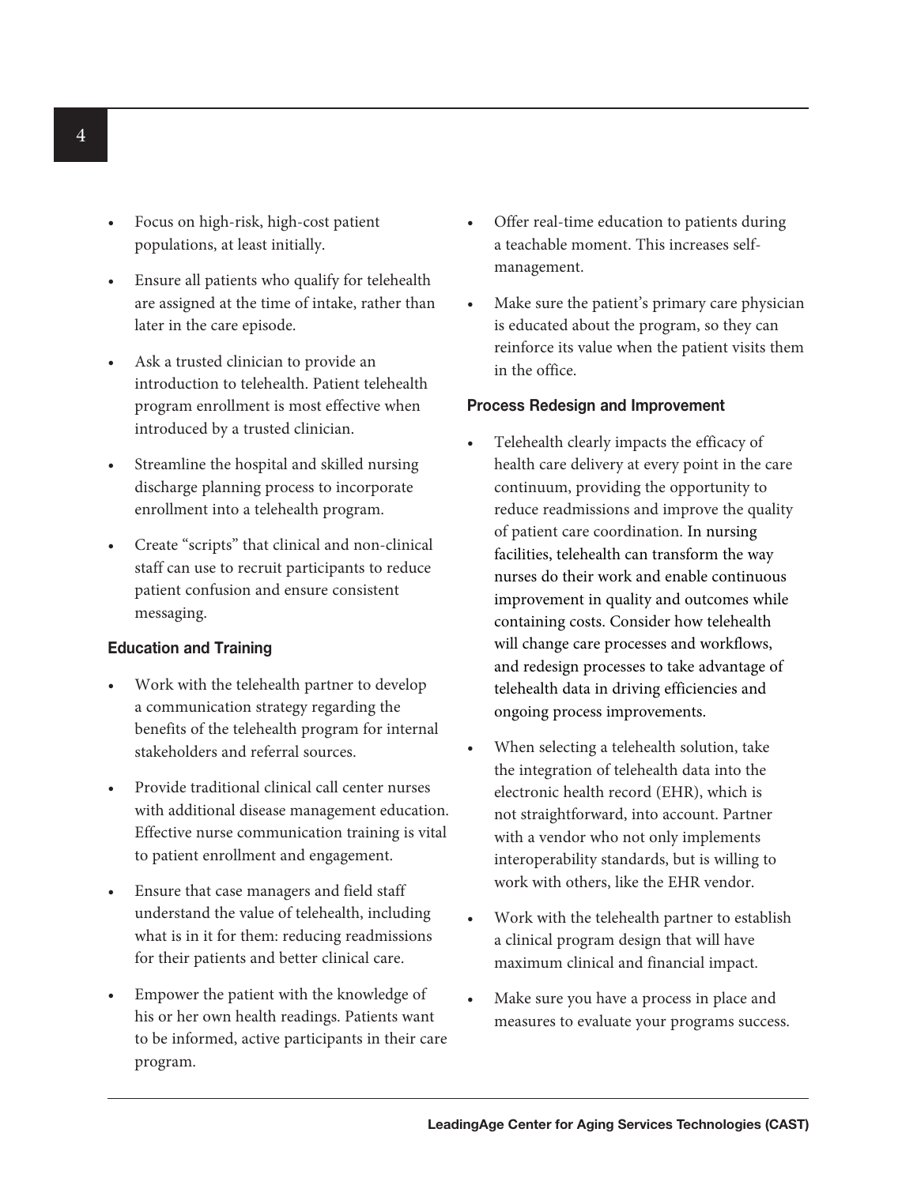- Focus on high-risk, high-cost patient populations, at least initially.
- Ensure all patients who qualify for telehealth are assigned at the time of intake, rather than later in the care episode.
- Ask a trusted clinician to provide an introduction to telehealth. Patient telehealth program enrollment is most effective when introduced by a trusted clinician.
- Streamline the hospital and skilled nursing discharge planning process to incorporate enrollment into a telehealth program.
- Create "scripts" that clinical and non-clinical staff can use to recruit participants to reduce patient confusion and ensure consistent messaging.

#### Education and Training

- Work with the telehealth partner to develop a communication strategy regarding the benefits of the telehealth program for internal stakeholders and referral sources.
- Provide traditional clinical call center nurses with additional disease management education. Effective nurse communication training is vital to patient enrollment and engagement.
- Ensure that case managers and field staff understand the value of telehealth, including what is in it for them: reducing readmissions for their patients and better clinical care.
- Empower the patient with the knowledge of his or her own health readings. Patients want to be informed, active participants in their care program.
- Offer real-time education to patients during a teachable moment. This increases self-management.
- Make sure the patient's primary care physician is educated about the program, so they can reinforce its value when the patient visits them in the office.

#### Process Redesign and Improvement

- Telehealth clearly impacts the efficacy of health care delivery at every point in the care continuum, providing the opportunity to reduce readmissions and improve the quality of patient care coordination. In nursing facilities, telehealth can transform the way nurses do their work and enable continuous improvement in quality and outcomes while containing costs. Consider how telehealth will change care processes and workflows, and redesign processes to take advantage of telehealth data in driving efficiencies and ongoing process improvements.
- When selecting a telehealth solution, take the integration of telehealth data into the electronic health record (EHR), which is not straightforward, into account. Partner with a vendor who not only implements interoperability standards, but is willing to work with others, like the EHR vendor.
- Work with the telehealth partner to establish a clinical program design that will have maximum clinical and financial impact.
- Make sure you have a process in place and measures to evaluate your programs success.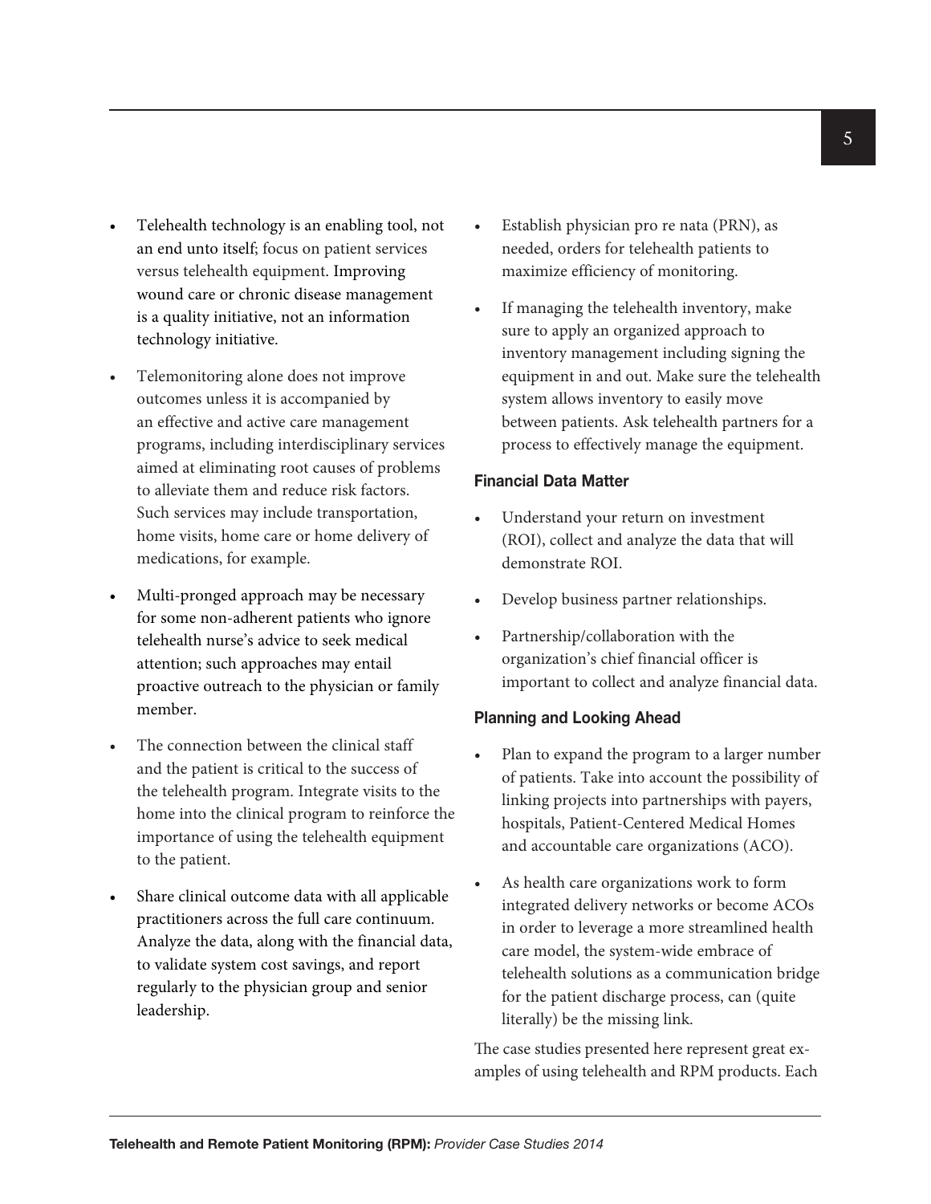- Telehealth technology is an enabling tool, not an end unto itself; focus on patient services versus telehealth equipment. Improving wound care or chronic disease management is a quality initiative, not an information technology initiative.
- Telemonitoring alone does not improve outcomes unless it is accompanied by an effective and active care management programs, including interdisciplinary services aimed at eliminating root causes of problems to alleviate them and reduce risk factors. Such services may include transportation, home visits, home care or home delivery of medications, for example.
- Multi-pronged approach may be necessary for some non-adherent patients who ignore telehealth nurse's advice to seek medical attention; such approaches may entail proactive outreach to the physician or family member.
- The connection between the clinical staff and the patient is critical to the success of the telehealth program. Integrate visits to the home into the clinical program to reinforce the importance of using the telehealth equipment to the patient.
- Share clinical outcome data with all applicable practitioners across the full care continuum. Analyze the data, along with the financial data, to validate system cost savings, and report regularly to the physician group and senior leadership.
- Establish physician pro re nata (PRN), as needed, orders for telehealth patients to maximize efficiency of monitoring.
- If managing the telehealth inventory, make sure to apply an organized approach to inventory management including signing the equipment in and out. Make sure the telehealth system allows inventory to easily move between patients. Ask telehealth partners for a process to effectively manage the equipment.

#### Financial Data Matter

- Understand your return on investment (ROI), collect and analyze the data that will demonstrate ROI.
- Develop business partner relationships.
- Partnership/collaboration with the organization's chief financial officer is important to collect and analyze financial data.

#### Planning and Looking Ahead

- Plan to expand the program to a larger number of patients. Take into account the possibility of linking projects into partnerships with payers, hospitals, Patient-Centered Medical Homes and accountable care organizations (ACO).
- As health care organizations work to form integrated delivery networks or become ACOs in order to leverage a more streamlined health care model, the system-wide embrace of telehealth solutions as a communication bridge for the patient discharge process, can (quite literally) be the missing link.

The case studies presented here represent great examples of using telehealth and RPM products. Each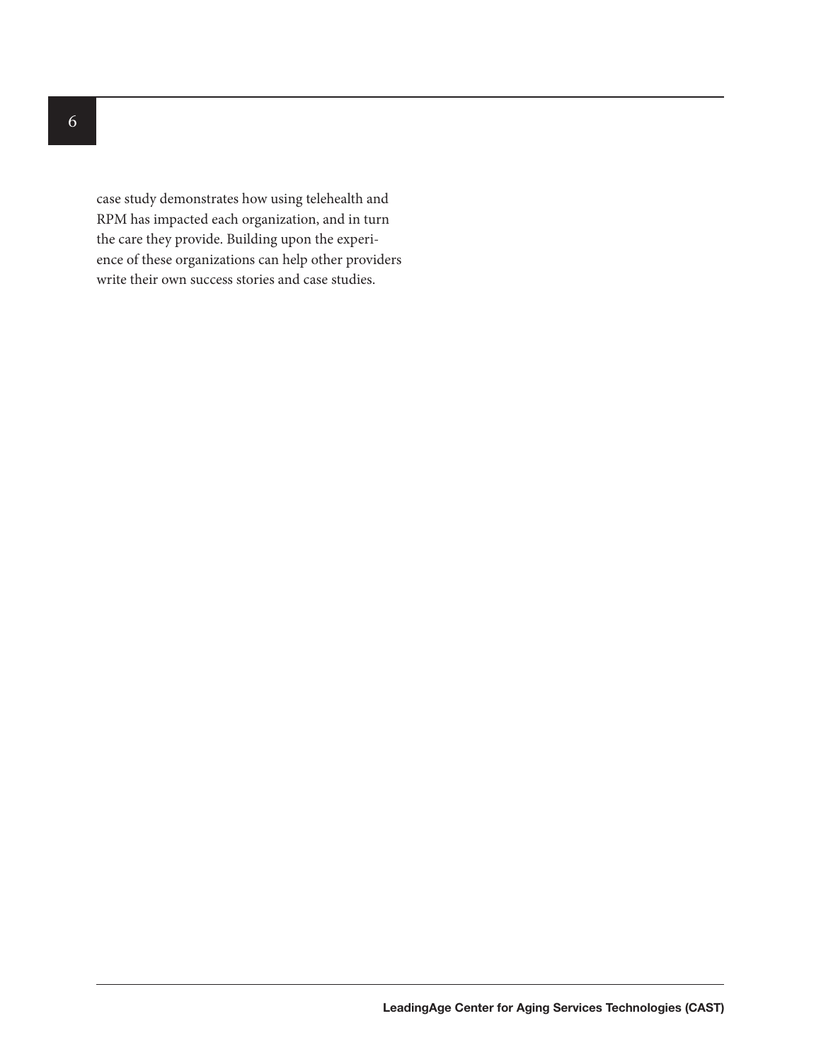case study demonstrates how using telehealth and RPM has impacted each organization, and in turn the care they provide. Building upon the experience of these organizations can help other providers write their own success stories and case studies.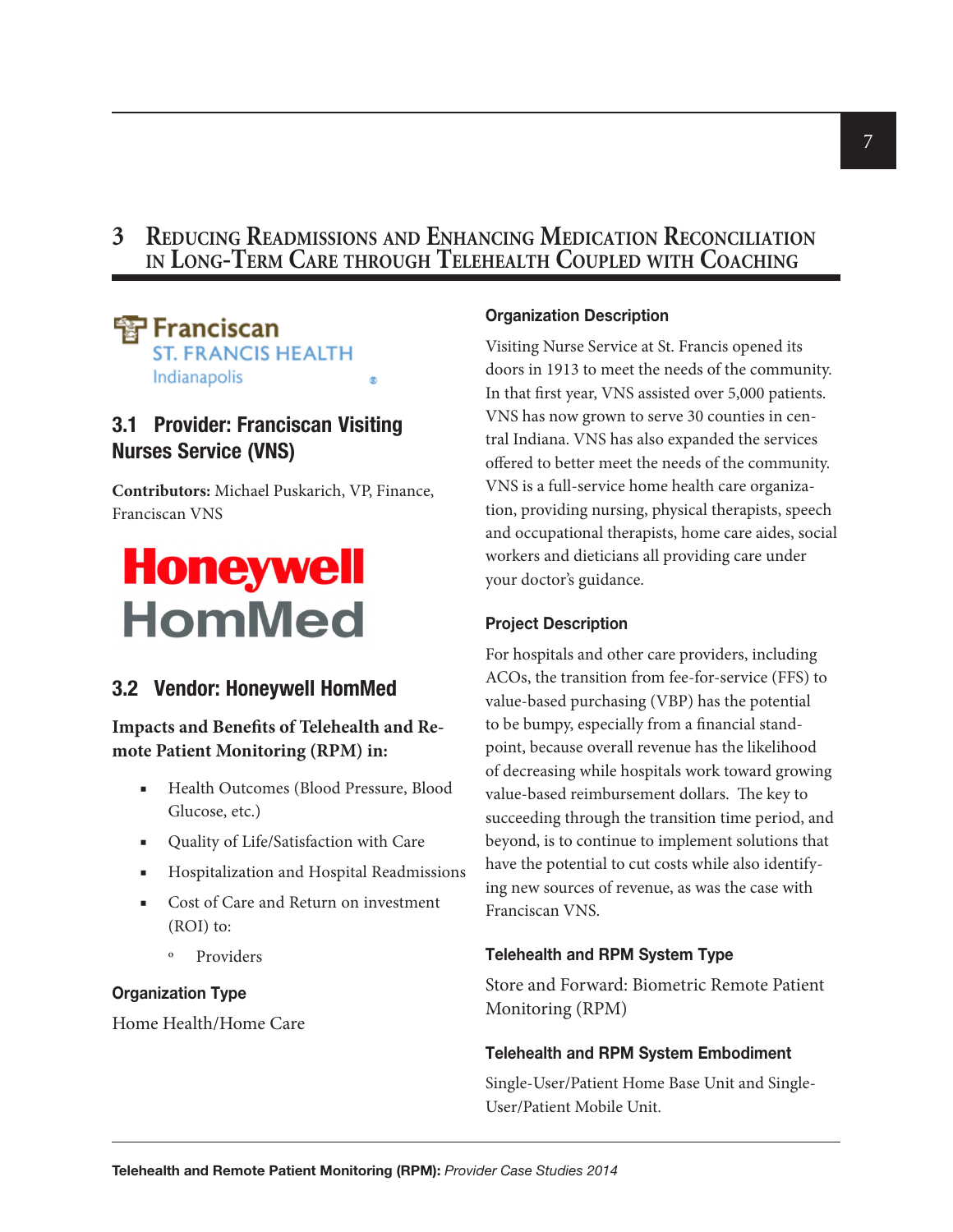# 3 Reducing Readmissions and Enhancing Medication Reconciliation in Long-Term Care through Telehealth Coupled with Coaching

Franciscan ST. FRANCIS HEALTH Indianapolis

## 3.1 Provider: Franciscan Visiting Nurses Service (VNS)

**Contributors:** Michael Puskarich, VP, Finance, Franciscan VNS

Honeywell HomMed

## 3.2 Vendor: Honeywell HomMed

**Impacts and Benefits of Telehealth and Remote Patient Monitoring (RPM) in:**

- Health Outcomes (Blood Pressure, Blood Glucose, etc.)
- Quality of Life/Satisfaction with Care
- Hospitalization and Hospital Readmissions
- Cost of Care and Return on investment (ROI) to:
  - Providers

### Organization Type

Home Health/Home Care

### Organization Description

Visiting Nurse Service at St. Francis opened its doors in 1913 to meet the needs of the community. In that first year, VNS assisted over 5,000 patients. VNS has now grown to serve 30 counties in central Indiana. VNS has also expanded the services offered to better meet the needs of the community. VNS is a full-service home health care organization, providing nursing, physical therapists, speech and occupational therapists, home care aides, social workers and dieticians all providing care under your doctor's guidance.

### Project Description

For hospitals and other care providers, including ACOs, the transition from fee-for-service (FFS) to value-based purchasing (VBP) has the potential to be bumpy, especially from a financial standpoint, because overall revenue has the likelihood of decreasing while hospitals work toward growing value-based reimbursement dollars. The key to succeeding through the transition time period, and beyond, is to continue to implement solutions that have the potential to cut costs while also identifying new sources of revenue, as was the case with Franciscan VNS.

### Telehealth and RPM System Type

Store and Forward: Biometric Remote Patient Monitoring (RPM)

### Telehealth and RPM System Embodiment

Single-User/Patient Home Base Unit and Single-User/Patient Mobile Unit.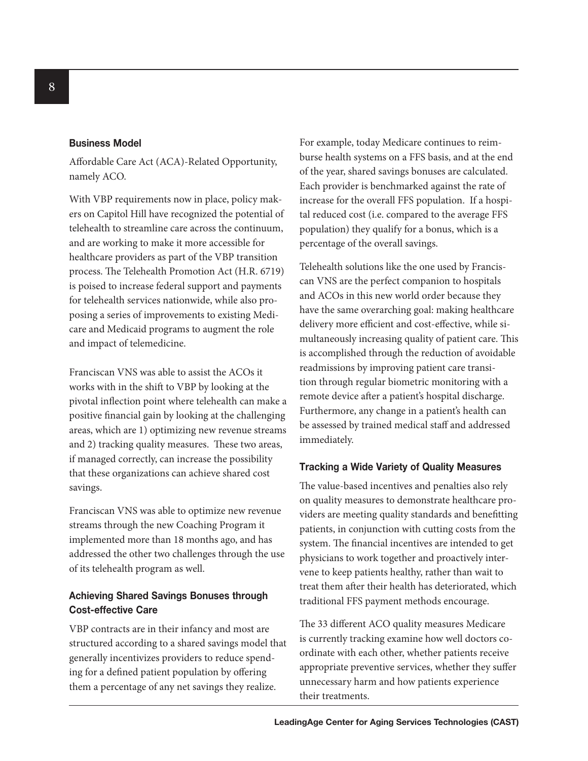### Business Model

Affordable Care Act (ACA)-Related Opportunity, namely ACO.

With VBP requirements now in place, policy makers on Capitol Hill have recognized the potential of telehealth to streamline care across the continuum, and are working to make it more accessible for healthcare providers as part of the VBP transition process. The Telehealth Promotion Act (H.R. 6719) is poised to increase federal support and payments for telehealth services nationwide, while also proposing a series of improvements to existing Medicare and Medicaid programs to augment the role and impact of telemedicine.

Franciscan VNS was able to assist the ACOs it works with in the shift to VBP by looking at the pivotal inflection point where telehealth can make a positive financial gain by looking at the challenging areas, which are 1) optimizing new revenue streams and 2) tracking quality measures. These two areas, if managed correctly, can increase the possibility that these organizations can achieve shared cost savings.

Franciscan VNS was able to optimize new revenue streams through the new Coaching Program it implemented more than 18 months ago, and has addressed the other two challenges through the use of its telehealth program as well.

### Achieving Shared Savings Bonuses through Cost-effective Care

VBP contracts are in their infancy and most are structured according to a shared savings model that generally incentivizes providers to reduce spending for a defined patient population by offering them a percentage of any net savings they realize.

For example, today Medicare continues to reimburse health systems on a FFS basis, and at the end of the year, shared savings bonuses are calculated. Each provider is benchmarked against the rate of increase for the overall FFS population. If a hospital reduced cost (i.e. compared to the average FFS population) they qualify for a bonus, which is a percentage of the overall savings.

Telehealth solutions like the one used by Franciscan VNS are the perfect companion to hospitals and ACOs in this new world order because they have the same overarching goal: making healthcare delivery more efficient and cost-effective, while simultaneously increasing quality of patient care. This is accomplished through the reduction of avoidable readmissions by improving patient care transition through regular biometric monitoring with a remote device after a patient's hospital discharge. Furthermore, any change in a patient's health can be assessed by trained medical staff and addressed immediately.

### Tracking a Wide Variety of Quality Measures

The value-based incentives and penalties also rely on quality measures to demonstrate healthcare providers are meeting quality standards and benefitting patients, in conjunction with cutting costs from the system. The financial incentives are intended to get physicians to work together and proactively intervene to keep patients healthy, rather than wait to treat them after their health has deteriorated, which traditional FFS payment methods encourage.

The 33 different ACO quality measures Medicare is currently tracking examine how well doctors coordinate with each other, whether patients receive appropriate preventive services, whether they suffer unnecessary harm and how patients experience their treatments.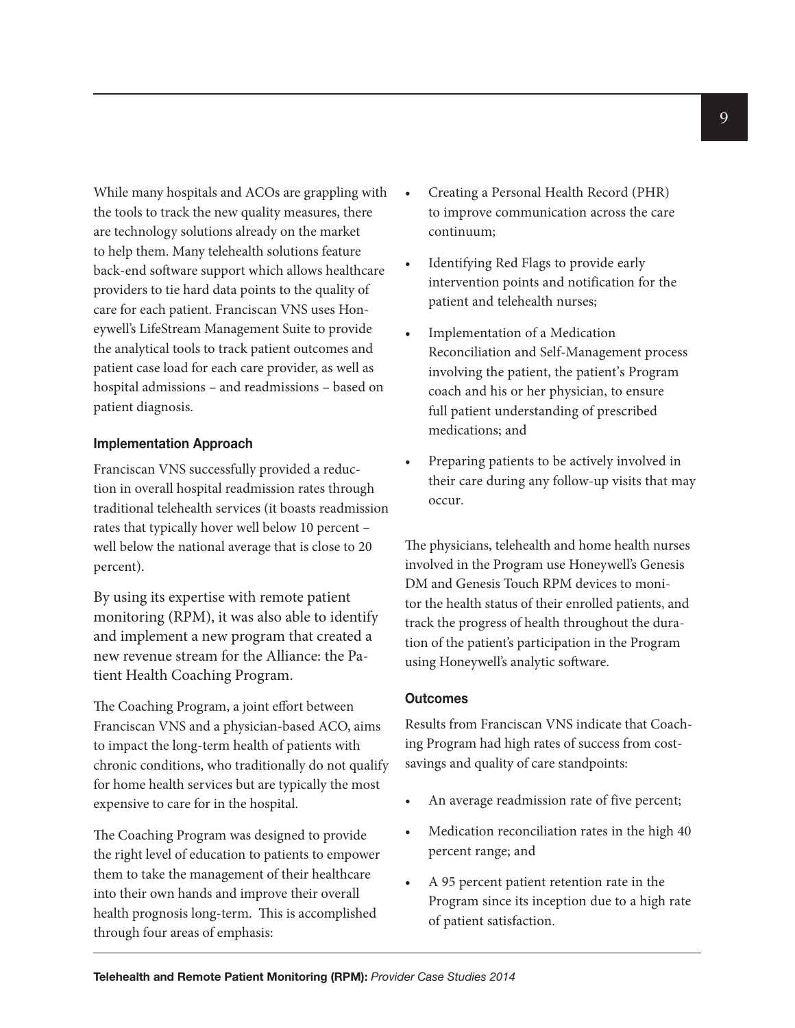While many hospitals and ACOs are grappling with the tools to track the new quality measures, there are technology solutions already on the market to help them. Many telehealth solutions feature back-end software support which allows healthcare providers to tie hard data points to the quality of care for each patient. Franciscan VNS uses Honeywell's LifeStream Management Suite to provide the analytical tools to track patient outcomes and patient case load for each care provider, as well as hospital admissions – and readmissions – based on patient diagnosis.

### Implementation Approach

Franciscan VNS successfully provided a reduction in overall hospital readmission rates through traditional telehealth services (it boasts readmission rates that typically hover well below 10 percent – well below the national average that is close to 20 percent).

By using its expertise with remote patient monitoring (RPM), it was also able to identify and implement a new program that created a new revenue stream for the Alliance: the Patient Health Coaching Program.

The Coaching Program, a joint effort between Franciscan VNS and a physician-based ACO, aims to impact the long-term health of patients with chronic conditions, who traditionally do not qualify for home health services but are typically the most expensive to care for in the hospital.

The Coaching Program was designed to provide the right level of education to patients to empower them to take the management of their healthcare into their own hands and improve their overall health prognosis long-term. This is accomplished through four areas of emphasis:

- Creating a Personal Health Record (PHR) to improve communication across the care continuum;
- Identifying Red Flags to provide early intervention points and notification for the patient and telehealth nurses;
- Implementation of a Medication Reconciliation and Self-Management process involving the patient, the patient's Program coach and his or her physician, to ensure full patient understanding of prescribed medications; and
- Preparing patients to be actively involved in their care during any follow-up visits that may occur.

The physicians, telehealth and home health nurses involved in the Program use Honeywell's Genesis DM and Genesis Touch RPM devices to monitor the health status of their enrolled patients, and track the progress of health throughout the duration of the patient's participation in the Program using Honeywell's analytic software.

### Outcomes

Results from Franciscan VNS indicate that Coaching Program had high rates of success from cost-savings and quality of care standpoints:

- An average readmission rate of five percent;
- Medication reconciliation rates in the high 40 percent range; and
- A 95 percent patient retention rate in the Program since its inception due to a high rate of patient satisfaction.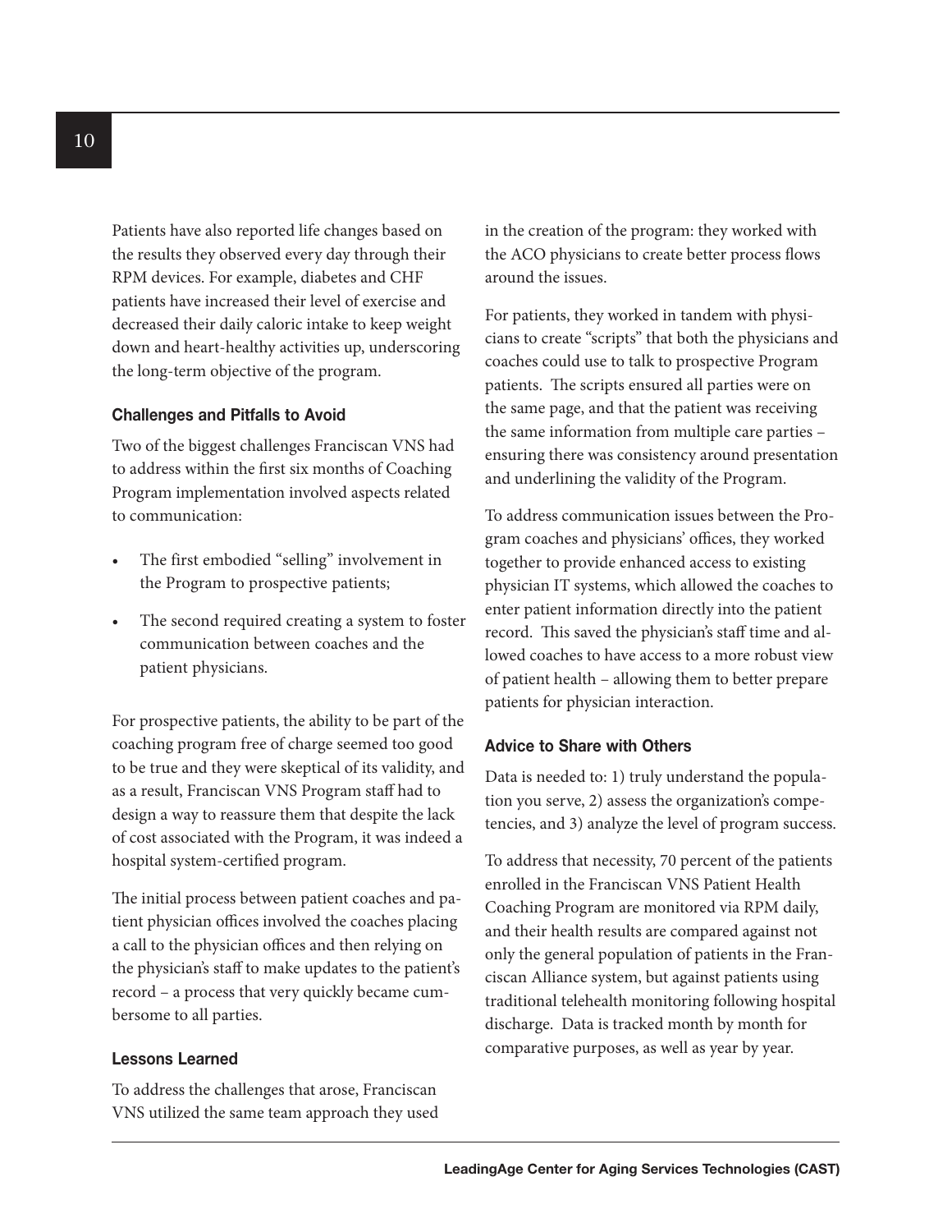Patients have also reported life changes based on the results they observed every day through their RPM devices. For example, diabetes and CHF patients have increased their level of exercise and decreased their daily caloric intake to keep weight down and heart-healthy activities up, underscoring the long-term objective of the program.

### Challenges and Pitfalls to Avoid

Two of the biggest challenges Franciscan VNS had to address within the first six months of Coaching Program implementation involved aspects related to communication:

- The first embodied "selling" involvement in the Program to prospective patients;
- The second required creating a system to foster communication between coaches and the patient physicians.

For prospective patients, the ability to be part of the coaching program free of charge seemed too good to be true and they were skeptical of its validity, and as a result, Franciscan VNS Program staff had to design a way to reassure them that despite the lack of cost associated with the Program, it was indeed a hospital system-certified program.

The initial process between patient coaches and patient physician offices involved the coaches placing a call to the physician offices and then relying on the physician's staff to make updates to the patient's record – a process that very quickly became cumbersome to all parties.

### Lessons Learned

To address the challenges that arose, Franciscan VNS utilized the same team approach they used in the creation of the program: they worked with the ACO physicians to create better process flows around the issues.

For patients, they worked in tandem with physicians to create "scripts" that both the physicians and coaches could use to talk to prospective Program patients. The scripts ensured all parties were on the same page, and that the patient was receiving the same information from multiple care parties – ensuring there was consistency around presentation and underlining the validity of the Program.

To address communication issues between the Program coaches and physicians' offices, they worked together to provide enhanced access to existing physician IT systems, which allowed the coaches to enter patient information directly into the patient record. This saved the physician's staff time and allowed coaches to have access to a more robust view of patient health – allowing them to better prepare patients for physician interaction.

### Advice to Share with Others

Data is needed to: 1) truly understand the population you serve, 2) assess the organization's competencies, and 3) analyze the level of program success.

To address that necessity, 70 percent of the patients enrolled in the Franciscan VNS Patient Health Coaching Program are monitored via RPM daily, and their health results are compared against not only the general population of patients in the Franciscan Alliance system, but against patients using traditional telehealth monitoring following hospital discharge. Data is tracked month by month for comparative purposes, as well as year by year.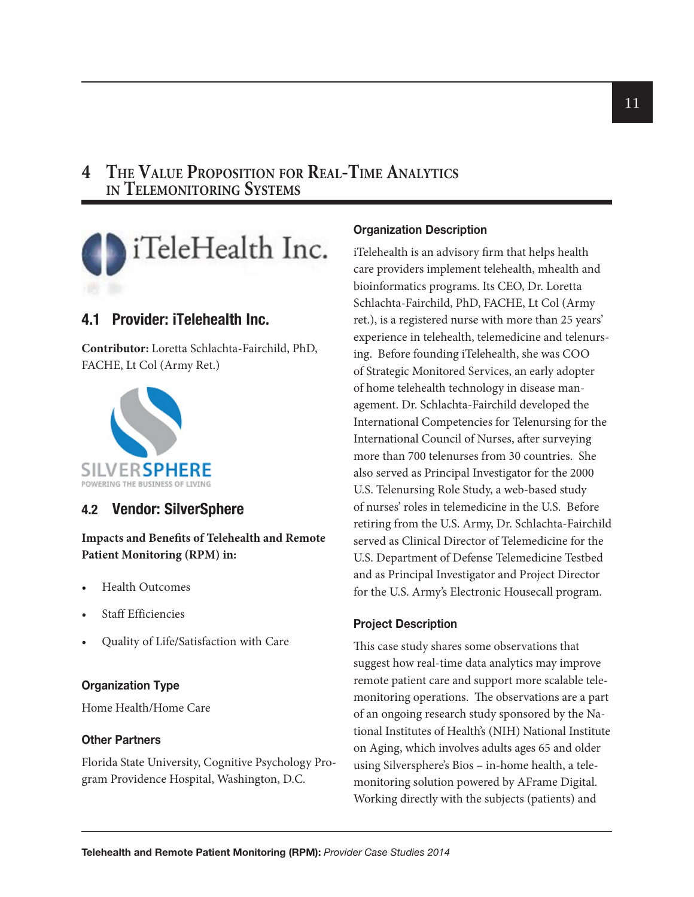# 4 The Value Proposition for Real-Time Analytics in Telemonitoring Systems

## 4.1 Provider: iTelehealth Inc.

**Contributor:** Loretta Schlachta-Fairchild, PhD, FACHE, Lt Col (Army Ret.)

## 4.2 Vendor: SilverSphere

**Impacts and Benefits of Telehealth and Remote Patient Monitoring (RPM) in:**

- Health Outcomes
- Staff Efficiencies
- Quality of Life/Satisfaction with Care

### Organization Type

Home Health/Home Care

### Other Partners

Florida State University, Cognitive Psychology Program Providence Hospital, Washington, D.C.

### Organization Description

iTelehealth is an advisory firm that helps health care providers implement telehealth, mhealth and bioinformatics programs. Its CEO, Dr. Loretta Schlachta-Fairchild, PhD, FACHE, Lt Col (Army ret.), is a registered nurse with more than 25 years' experience in telehealth, telemedicine and telenursing. Before founding iTelehealth, she was COO of Strategic Monitored Services, an early adopter of home telehealth technology in disease management. Dr. Schlachta-Fairchild developed the International Competencies for Telenursing for the International Council of Nurses, after surveying more than 700 telenurses from 30 countries. She also served as Principal Investigator for the 2000 U.S. Telenursing Role Study, a web-based study of nurses' roles in telemedicine in the U.S. Before retiring from the U.S. Army, Dr. Schlachta-Fairchild served as Clinical Director of Telemedicine for the U.S. Department of Defense Telemedicine Testbed and as Principal Investigator and Project Director for the U.S. Army's Electronic Housecall program.

### Project Description

This case study shares some observations that suggest how real-time data analytics may improve remote patient care and support more scalable telemonitoring operations. The observations are a part of an ongoing research study sponsored by the National Institutes of Health's (NIH) National Institute on Aging, which involves adults ages 65 and older using Silversphere's Bios – in-home health, a telemonitoring solution powered by AFrame Digital. Working directly with the subjects (patients) and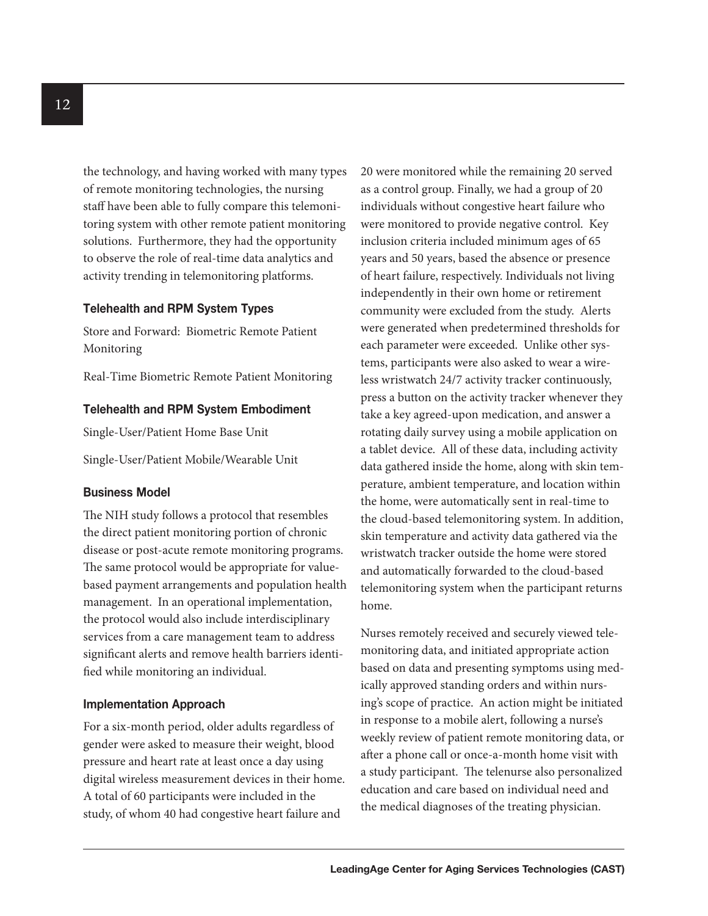the technology, and having worked with many types of remote monitoring technologies, the nursing staff have been able to fully compare this telemonitoring system with other remote patient monitoring solutions. Furthermore, they had the opportunity to observe the role of real-time data analytics and activity trending in telemonitoring platforms.

### Telehealth and RPM System Types

Store and Forward: Biometric Remote Patient Monitoring

Real-Time Biometric Remote Patient Monitoring

### Telehealth and RPM System Embodiment

Single-User/Patient Home Base Unit

Single-User/Patient Mobile/Wearable Unit

### Business Model

The NIH study follows a protocol that resembles the direct patient monitoring portion of chronic disease or post-acute remote monitoring programs. The same protocol would be appropriate for value-based payment arrangements and population health management. In an operational implementation, the protocol would also include interdisciplinary services from a care management team to address significant alerts and remove health barriers identified while monitoring an individual.

### Implementation Approach

For a six-month period, older adults regardless of gender were asked to measure their weight, blood pressure and heart rate at least once a day using digital wireless measurement devices in their home. A total of 60 participants were included in the study, of whom 40 had congestive heart failure and 20 were monitored while the remaining 20 served as a control group. Finally, we had a group of 20 individuals without congestive heart failure who were monitored to provide negative control. Key inclusion criteria included minimum ages of 65 years and 50 years, based the absence or presence of heart failure, respectively. Individuals not living independently in their own home or retirement community were excluded from the study. Alerts were generated when predetermined thresholds for each parameter were exceeded. Unlike other systems, participants were also asked to wear a wireless wristwatch 24/7 activity tracker continuously, press a button on the activity tracker whenever they take a key agreed-upon medication, and answer a rotating daily survey using a mobile application on a tablet device. All of these data, including activity data gathered inside the home, along with skin temperature, ambient temperature, and location within the home, were automatically sent in real-time to the cloud-based telemonitoring system. In addition, skin temperature and activity data gathered via the wristwatch tracker outside the home were stored and automatically forwarded to the cloud-based telemonitoring system when the participant returns home.

Nurses remotely received and securely viewed telemonitoring data, and initiated appropriate action based on data and presenting symptoms using medically approved standing orders and within nursing's scope of practice. An action might be initiated in response to a mobile alert, following a nurse's weekly review of patient remote monitoring data, or after a phone call or once-a-month home visit with a study participant. The telenurse also personalized education and care based on individual need and the medical diagnoses of the treating physician.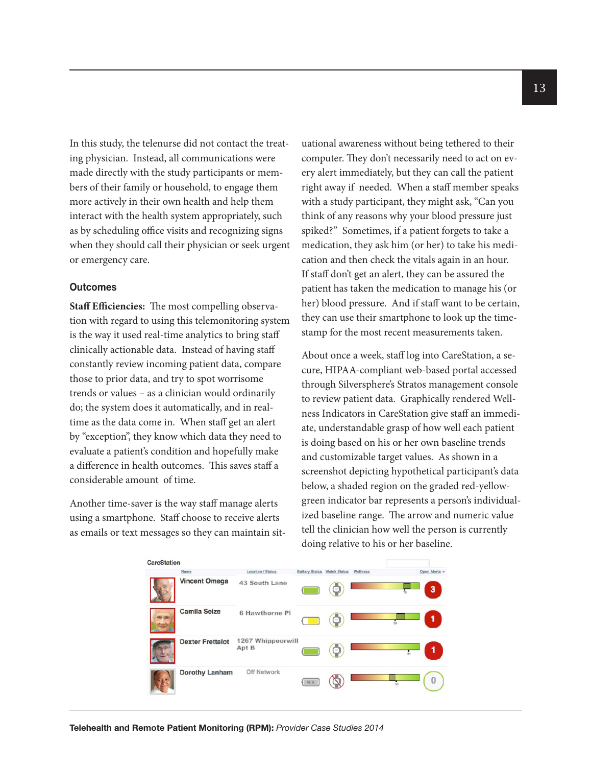In this study, the telenurse did not contact the treating physician. Instead, all communications were made directly with the study participants or members of their family or household, to engage them more actively in their own health and help them interact with the health system appropriately, such as by scheduling office visits and recognizing signs when they should call their physician or seek urgent or emergency care.

### Outcomes

**Staff Efficiencies:** The most compelling observation with regard to using this telemonitoring system is the way it used real-time analytics to bring staff clinically actionable data. Instead of having staff constantly review incoming patient data, compare those to prior data, and try to spot worrisome trends or values – as a clinician would ordinarily do; the system does it automatically, and in real-time as the data come in. When staff get an alert by "exception", they know which data they need to evaluate a patient's condition and hopefully make a difference in health outcomes. This saves staff a considerable amount of time.

Another time-saver is the way staff manage alerts using a smartphone. Staff choose to receive alerts as emails or text messages so they can maintain situational awareness without being tethered to their computer. They don't necessarily need to act on every alert immediately, but they can call the patient right away if needed. When a staff member speaks with a study participant, they might ask, "Can you think of any reasons why your blood pressure just spiked?" Sometimes, if a patient forgets to take a medication, they ask him (or her) to take his medication and then check the vitals again in an hour. If staff don't get an alert, they can be assured the patient has taken the medication to manage his (or her) blood pressure. And if staff want to be certain, they can use their smartphone to look up the timestamp for the most recent measurements taken.

About once a week, staff log into CareStation, a secure, HIPAA-compliant web-based portal accessed through Silversphere's Stratos management console to review patient data. Graphically rendered Wellness Indicators in CareStation give staff an immediate, understandable grasp of how well each patient is doing based on his or her own baseline trends and customizable target values. As shown in a screenshot depicting hypothetical participant's data below, a shaded region on the graded red-yellow-green indicator bar represents a person's individualized baseline range. The arrow and numeric value tell the clinician how well the person is currently doing relative to his or her baseline.

**CareStation**

| Name | Location / Status | Battery Status | Watch Status | Wellness | Open Alerts |
|---|---|---|---|---|---|
| Vincent Omega | 43 South Lane | | | | 3 |
| Camila Seize | 6 Hawthorne Pl | | | | 1 |
| Dexter Frettalot | 1267 Whippoorwill Apt B | | | | 1 |
| Dorothy Lanham | Off Network | N/A | | | 0 |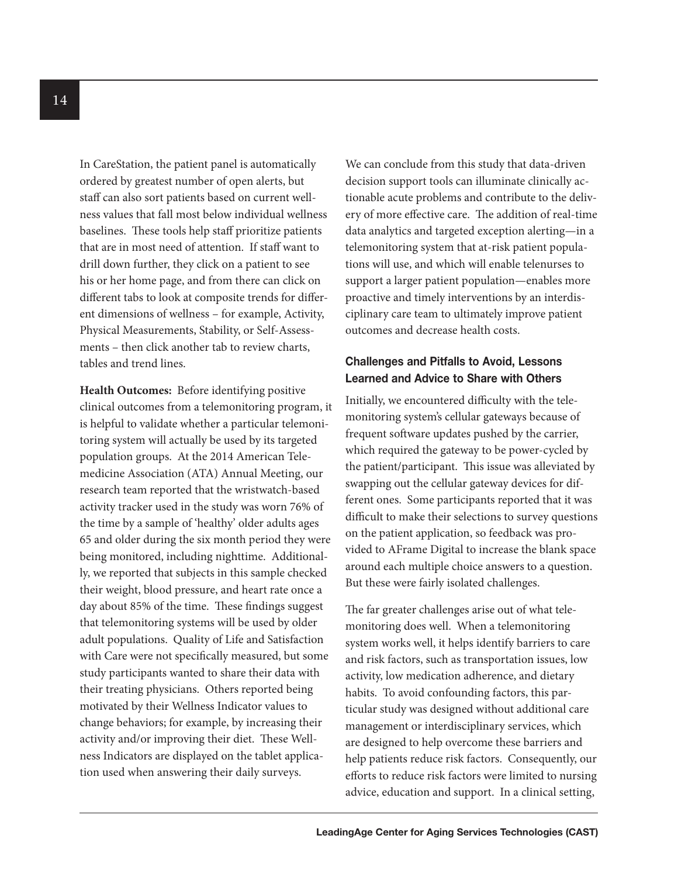In CareStation, the patient panel is automatically ordered by greatest number of open alerts, but staff can also sort patients based on current wellness values that fall most below individual wellness baselines. These tools help staff prioritize patients that are in most need of attention. If staff want to drill down further, they click on a patient to see his or her home page, and from there can click on different tabs to look at composite trends for different dimensions of wellness – for example, Activity, Physical Measurements, Stability, or Self-Assessments – then click another tab to review charts, tables and trend lines.

**Health Outcomes:** Before identifying positive clinical outcomes from a telemonitoring program, it is helpful to validate whether a particular telemonitoring system will actually be used by its targeted population groups. At the 2014 American Telemedicine Association (ATA) Annual Meeting, our research team reported that the wristwatch-based activity tracker used in the study was worn 76% of the time by a sample of 'healthy' older adults ages 65 and older during the six month period they were being monitored, including nighttime. Additionally, we reported that subjects in this sample checked their weight, blood pressure, and heart rate once a day about 85% of the time. These findings suggest that telemonitoring systems will be used by older adult populations. Quality of Life and Satisfaction with Care were not specifically measured, but some study participants wanted to share their data with their treating physicians. Others reported being motivated by their Wellness Indicator values to change behaviors; for example, by increasing their activity and/or improving their diet. These Wellness Indicators are displayed on the tablet application used when answering their daily surveys.

We can conclude from this study that data-driven decision support tools can illuminate clinically actionable acute problems and contribute to the delivery of more effective care. The addition of real-time data analytics and targeted exception alerting—in a telemonitoring system that at-risk patient populations will use, and which will enable telenurses to support a larger patient population—enables more proactive and timely interventions by an interdisciplinary care team to ultimately improve patient outcomes and decrease health costs.

### Challenges and Pitfalls to Avoid, Lessons Learned and Advice to Share with Others

Initially, we encountered difficulty with the telemonitoring system's cellular gateways because of frequent software updates pushed by the carrier, which required the gateway to be power-cycled by the patient/participant. This issue was alleviated by swapping out the cellular gateway devices for different ones. Some participants reported that it was difficult to make their selections to survey questions on the patient application, so feedback was provided to AFrame Digital to increase the blank space around each multiple choice answers to a question. But these were fairly isolated challenges.

The far greater challenges arise out of what telemonitoring does well. When a telemonitoring system works well, it helps identify barriers to care and risk factors, such as transportation issues, low activity, low medication adherence, and dietary habits. To avoid confounding factors, this particular study was designed without additional care management or interdisciplinary services, which are designed to help overcome these barriers and help patients reduce risk factors. Consequently, our efforts to reduce risk factors were limited to nursing advice, education and support. In a clinical setting,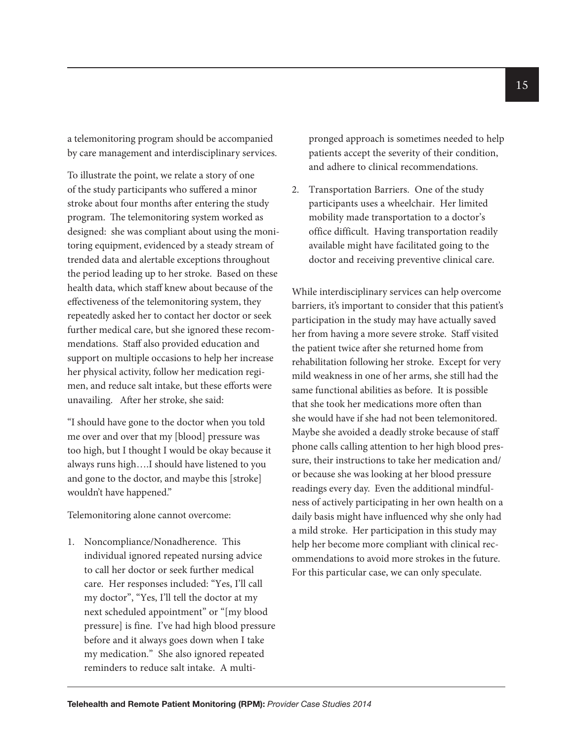a telemonitoring program should be accompanied by care management and interdisciplinary services.

To illustrate the point, we relate a story of one of the study participants who suffered a minor stroke about four months after entering the study program. The telemonitoring system worked as designed: she was compliant about using the monitoring equipment, evidenced by a steady stream of trended data and alertable exceptions throughout the period leading up to her stroke. Based on these health data, which staff knew about because of the effectiveness of the telemonitoring system, they repeatedly asked her to contact her doctor or seek further medical care, but she ignored these recommendations. Staff also provided education and support on multiple occasions to help her increase her physical activity, follow her medication regimen, and reduce salt intake, but these efforts were unavailing. After her stroke, she said:

"I should have gone to the doctor when you told me over and over that my [blood] pressure was too high, but I thought I would be okay because it always runs high….I should have listened to you and gone to the doctor, and maybe this [stroke] wouldn't have happened."

Telemonitoring alone cannot overcome:

1. Noncompliance/Nonadherence. This individual ignored repeated nursing advice to call her doctor or seek further medical care. Her responses included: "Yes, I'll call my doctor", "Yes, I'll tell the doctor at my next scheduled appointment" or "[my blood pressure] is fine. I've had high blood pressure before and it always goes down when I take my medication." She also ignored repeated reminders to reduce salt intake. A multi-pronged approach is sometimes needed to help patients accept the severity of their condition, and adhere to clinical recommendations.
2. Transportation Barriers. One of the study participants uses a wheelchair. Her limited mobility made transportation to a doctor's office difficult. Having transportation readily available might have facilitated going to the doctor and receiving preventive clinical care.

While interdisciplinary services can help overcome barriers, it's important to consider that this patient's participation in the study may have actually saved her from having a more severe stroke. Staff visited the patient twice after she returned home from rehabilitation following her stroke. Except for very mild weakness in one of her arms, she still had the same functional abilities as before. It is possible that she took her medications more often than she would have if she had not been telemonitored. Maybe she avoided a deadly stroke because of staff phone calls calling attention to her high blood pressure, their instructions to take her medication and/or because she was looking at her blood pressure readings every day. Even the additional mindfulness of actively participating in her own health on a daily basis might have influenced why she only had a mild stroke. Her participation in this study may help her become more compliant with clinical recommendations to avoid more strokes in the future. For this particular case, we can only speculate.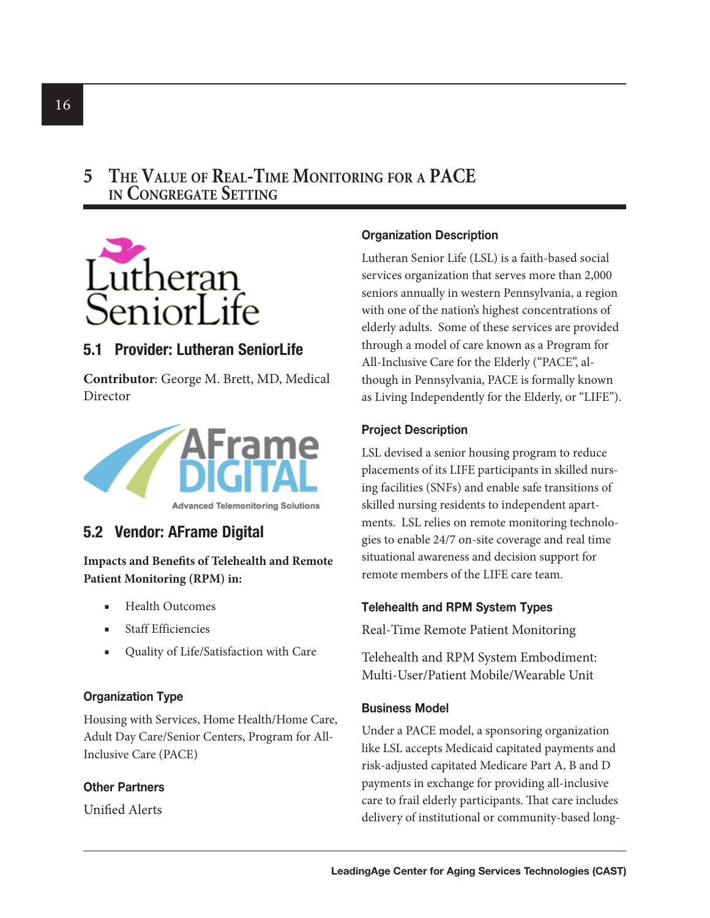# 5 The Value of Real-Time Monitoring for a PACE in Congregate Setting

## 5.1 Provider: Lutheran SeniorLife

**Contributor**: George M. Brett, MD, Medical Director

## 5.2 Vendor: AFrame Digital

**Impacts and Benefits of Telehealth and Remote Patient Monitoring (RPM) in:**

- Health Outcomes
- Staff Efficiencies
- Quality of Life/Satisfaction with Care

### Organization Type

Housing with Services, Home Health/Home Care, Adult Day Care/Senior Centers, Program for All-Inclusive Care (PACE)

### Other Partners

Unified Alerts

### Organization Description

Lutheran Senior Life (LSL) is a faith-based social services organization that serves more than 2,000 seniors annually in western Pennsylvania, a region with one of the nation's highest concentrations of elderly adults. Some of these services are provided through a model of care known as a Program for All-Inclusive Care for the Elderly ("PACE", although in Pennsylvania, PACE is formally known as Living Independently for the Elderly, or "LIFE").

### Project Description

LSL devised a senior housing program to reduce placements of its LIFE participants in skilled nursing facilities (SNFs) and enable safe transitions of skilled nursing residents to independent apartments. LSL relies on remote monitoring technologies to enable 24/7 on-site coverage and real time situational awareness and decision support for remote members of the LIFE care team.

### Telehealth and RPM System Types

Real-Time Remote Patient Monitoring

Telehealth and RPM System Embodiment: Multi-User/Patient Mobile/Wearable Unit

### Business Model

Under a PACE model, a sponsoring organization like LSL accepts Medicaid capitated payments and risk-adjusted capitated Medicare Part A, B and D payments in exchange for providing all-inclusive care to frail elderly participants. That care includes delivery of institutional or community-based long-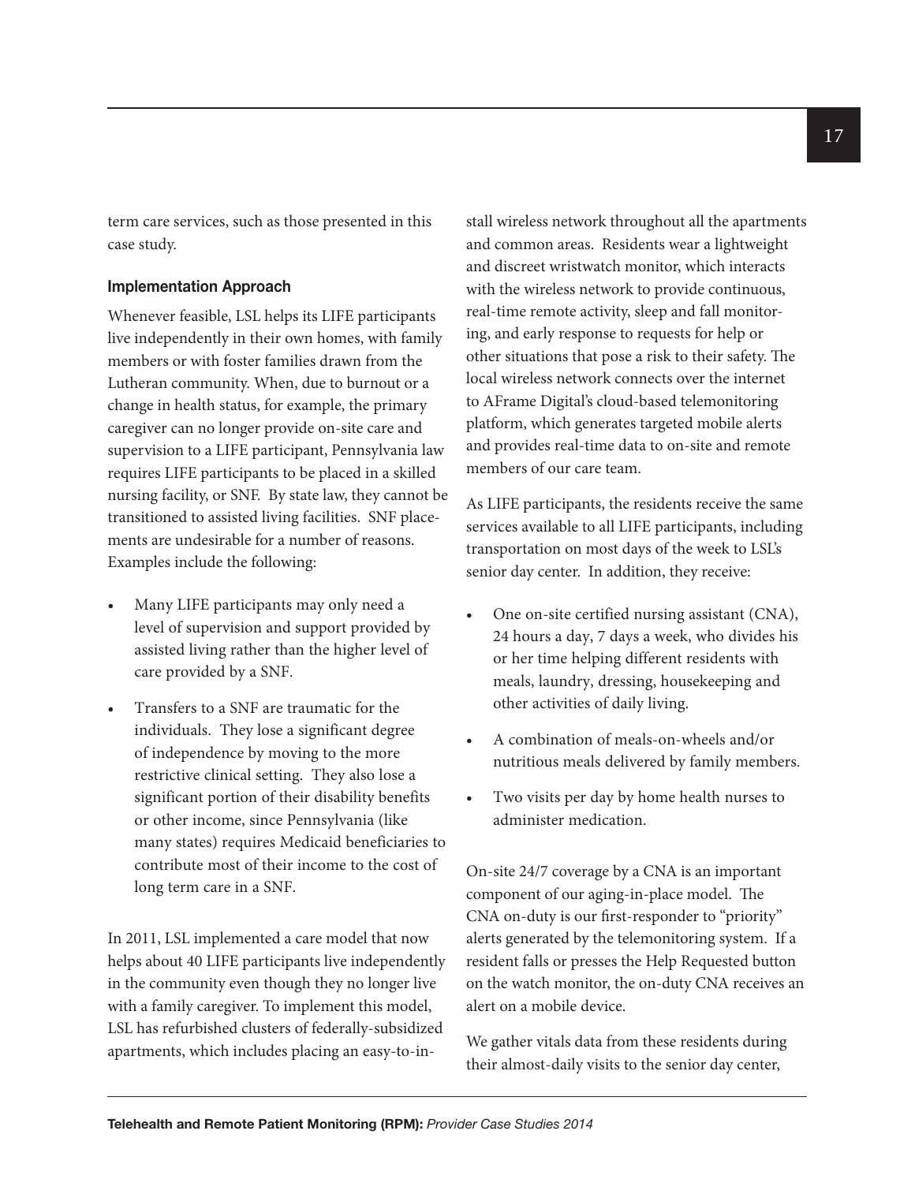term care services, such as those presented in this case study.

### Implementation Approach

Whenever feasible, LSL helps its LIFE participants live independently in their own homes, with family members or with foster families drawn from the Lutheran community. When, due to burnout or a change in health status, for example, the primary caregiver can no longer provide on-site care and supervision to a LIFE participant, Pennsylvania law requires LIFE participants to be placed in a skilled nursing facility, or SNF. By state law, they cannot be transitioned to assisted living facilities. SNF placements are undesirable for a number of reasons. Examples include the following:

- Many LIFE participants may only need a level of supervision and support provided by assisted living rather than the higher level of care provided by a SNF.
- Transfers to a SNF are traumatic for the individuals. They lose a significant degree of independence by moving to the more restrictive clinical setting. They also lose a significant portion of their disability benefits or other income, since Pennsylvania (like many states) requires Medicaid beneficiaries to contribute most of their income to the cost of long term care in a SNF.

In 2011, LSL implemented a care model that now helps about 40 LIFE participants live independently in the community even though they no longer live with a family caregiver. To implement this model, LSL has refurbished clusters of federally-subsidized apartments, which includes placing an easy-to-install wireless network throughout all the apartments and common areas. Residents wear a lightweight and discreet wristwatch monitor, which interacts with the wireless network to provide continuous, real-time remote activity, sleep and fall monitoring, and early response to requests for help or other situations that pose a risk to their safety. The local wireless network connects over the internet to AFrame Digital's cloud-based telemonitoring platform, which generates targeted mobile alerts and provides real-time data to on-site and remote members of our care team.

As LIFE participants, the residents receive the same services available to all LIFE participants, including transportation on most days of the week to LSL's senior day center. In addition, they receive:

- One on-site certified nursing assistant (CNA), 24 hours a day, 7 days a week, who divides his or her time helping different residents with meals, laundry, dressing, housekeeping and other activities of daily living.
- A combination of meals-on-wheels and/or nutritious meals delivered by family members.
- Two visits per day by home health nurses to administer medication.

On-site 24/7 coverage by a CNA is an important component of our aging-in-place model. The CNA on-duty is our first-responder to "priority" alerts generated by the telemonitoring system. If a resident falls or presses the Help Requested button on the watch monitor, the on-duty CNA receives an alert on a mobile device.

We gather vitals data from these residents during their almost-daily visits to the senior day center,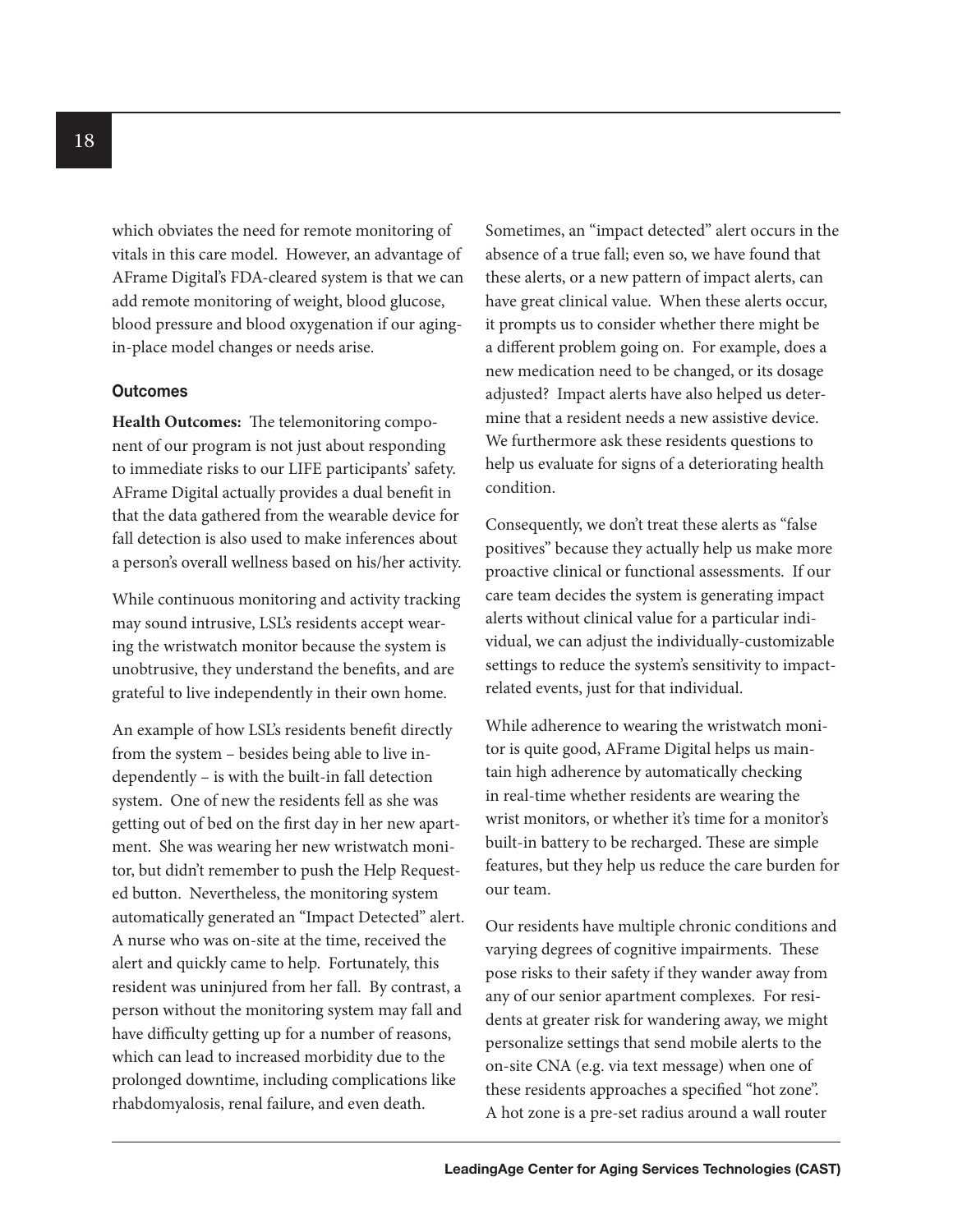which obviates the need for remote monitoring of vitals in this care model. However, an advantage of AFrame Digital's FDA-cleared system is that we can add remote monitoring of weight, blood glucose, blood pressure and blood oxygenation if our aging-in-place model changes or needs arise.

#### Outcomes

**Health Outcomes:** The telemonitoring component of our program is not just about responding to immediate risks to our LIFE participants' safety. AFrame Digital actually provides a dual benefit in that the data gathered from the wearable device for fall detection is also used to make inferences about a person's overall wellness based on his/her activity.

While continuous monitoring and activity tracking may sound intrusive, LSL's residents accept wearing the wristwatch monitor because the system is unobtrusive, they understand the benefits, and are grateful to live independently in their own home.

An example of how LSL's residents benefit directly from the system – besides being able to live independently – is with the built-in fall detection system. One of new the residents fell as she was getting out of bed on the first day in her new apartment. She was wearing her new wristwatch monitor, but didn't remember to push the Help Requested button. Nevertheless, the monitoring system automatically generated an "Impact Detected" alert. A nurse who was on-site at the time, received the alert and quickly came to help. Fortunately, this resident was uninjured from her fall. By contrast, a person without the monitoring system may fall and have difficulty getting up for a number of reasons, which can lead to increased morbidity due to the prolonged downtime, including complications like rhabdomyalosis, renal failure, and even death.

Sometimes, an "impact detected" alert occurs in the absence of a true fall; even so, we have found that these alerts, or a new pattern of impact alerts, can have great clinical value. When these alerts occur, it prompts us to consider whether there might be a different problem going on. For example, does a new medication need to be changed, or its dosage adjusted? Impact alerts have also helped us determine that a resident needs a new assistive device. We furthermore ask these residents questions to help us evaluate for signs of a deteriorating health condition.

Consequently, we don't treat these alerts as "false positives" because they actually help us make more proactive clinical or functional assessments. If our care team decides the system is generating impact alerts without clinical value for a particular individual, we can adjust the individually-customizable settings to reduce the system's sensitivity to impact-related events, just for that individual.

While adherence to wearing the wristwatch monitor is quite good, AFrame Digital helps us maintain high adherence by automatically checking in real-time whether residents are wearing the wrist monitors, or whether it's time for a monitor's built-in battery to be recharged. These are simple features, but they help us reduce the care burden for our team.

Our residents have multiple chronic conditions and varying degrees of cognitive impairments. These pose risks to their safety if they wander away from any of our senior apartment complexes. For residents at greater risk for wandering away, we might personalize settings that send mobile alerts to the on-site CNA (e.g. via text message) when one of these residents approaches a specified "hot zone". A hot zone is a pre-set radius around a wall router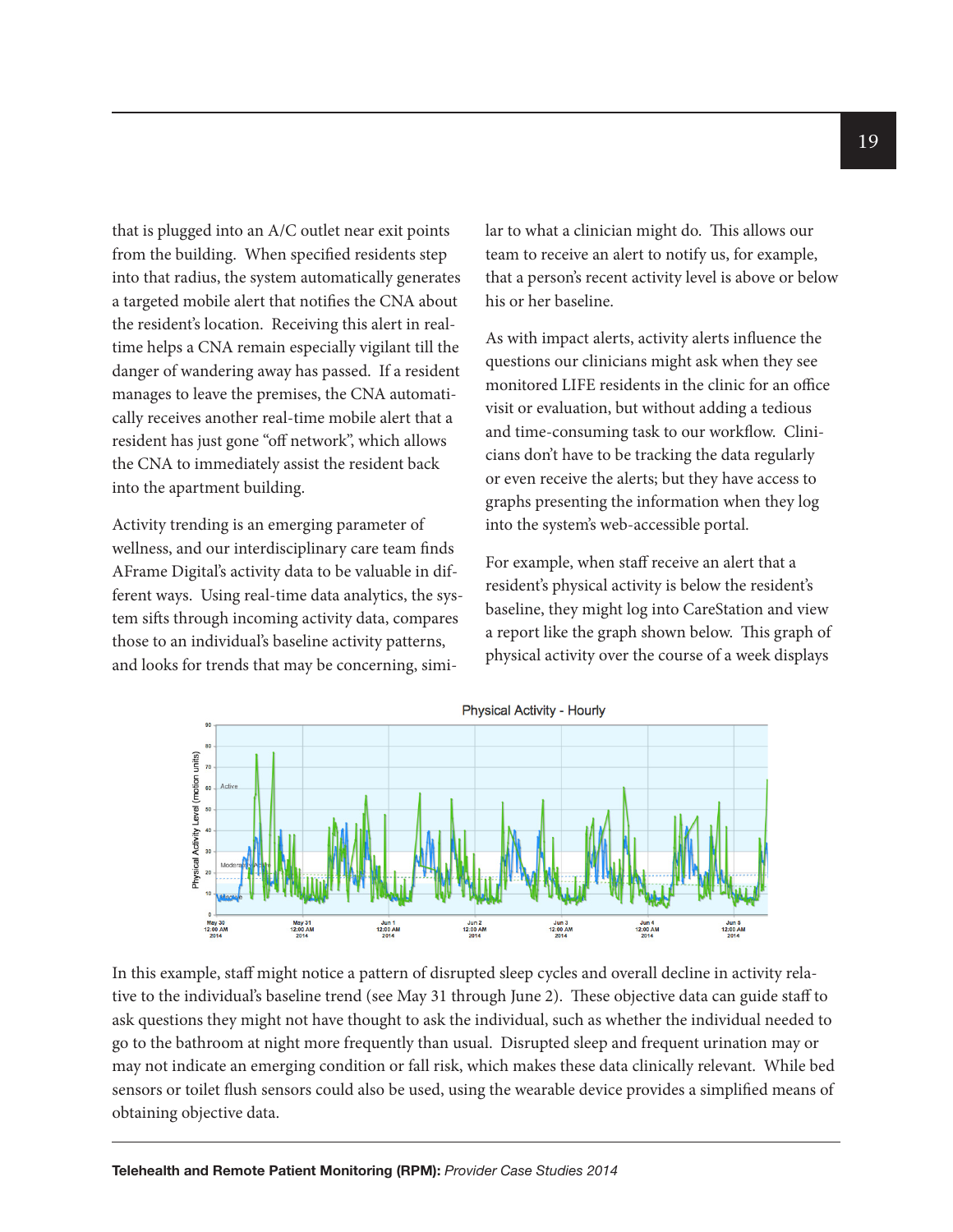that is plugged into an A/C outlet near exit points from the building. When specified residents step into that radius, the system automatically generates a targeted mobile alert that notifies the CNA about the resident's location. Receiving this alert in real-time helps a CNA remain especially vigilant till the danger of wandering away has passed. If a resident manages to leave the premises, the CNA automatically receives another real-time mobile alert that a resident has just gone "off network", which allows the CNA to immediately assist the resident back into the apartment building.

Activity trending is an emerging parameter of wellness, and our interdisciplinary care team finds AFrame Digital's activity data to be valuable in different ways. Using real-time data analytics, the system sifts through incoming activity data, compares those to an individual's baseline activity patterns, and looks for trends that may be concerning, similar to what a clinician might do. This allows our team to receive an alert to notify us, for example, that a person's recent activity level is above or below his or her baseline.

As with impact alerts, activity alerts influence the questions our clinicians might ask when they see monitored LIFE residents in the clinic for an office visit or evaluation, but without adding a tedious and time-consuming task to our workflow. Clinicians don't have to be tracking the data regularly or even receive the alerts; but they have access to graphs presenting the information when they log into the system's web-accessible portal.

For example, when staff receive an alert that a resident's physical activity is below the resident's baseline, they might log into CareStation and view a report like the graph shown below. This graph of physical activity over the course of a week displays

In this example, staff might notice a pattern of disrupted sleep cycles and overall decline in activity relative to the individual's baseline trend (see May 31 through June 2). These objective data can guide staff to ask questions they might not have thought to ask the individual, such as whether the individual needed to go to the bathroom at night more frequently than usual. Disrupted sleep and frequent urination may or may not indicate an emerging condition or fall risk, which makes these data clinically relevant. While bed sensors or toilet flush sensors could also be used, using the wearable device provides a simplified means of obtaining objective data.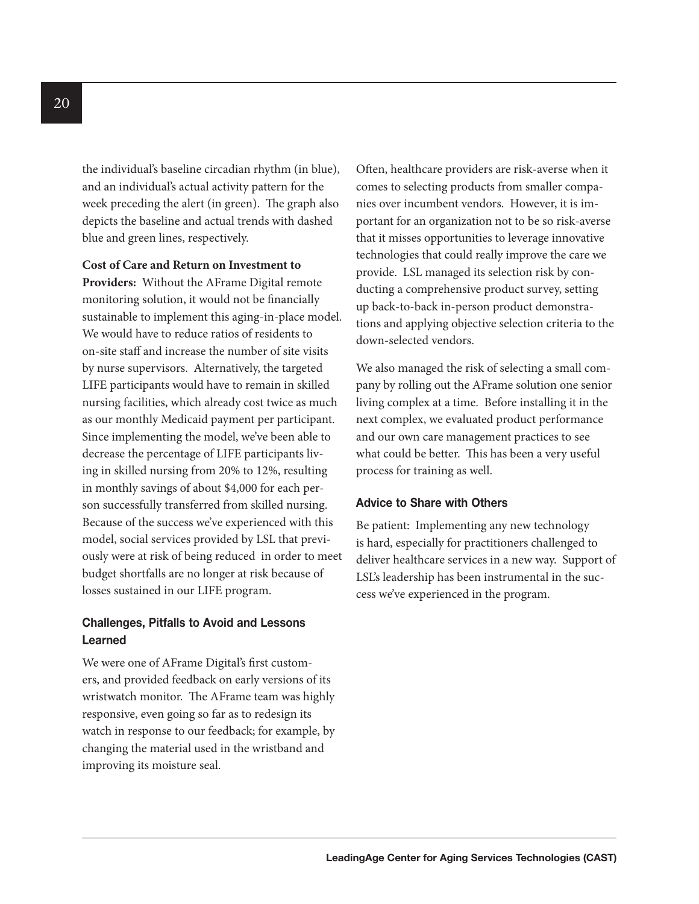the individual's baseline circadian rhythm (in blue), and an individual's actual activity pattern for the week preceding the alert (in green). The graph also depicts the baseline and actual trends with dashed blue and green lines, respectively.

**Cost of Care and Return on Investment to Providers:** Without the AFrame Digital remote monitoring solution, it would not be financially sustainable to implement this aging-in-place model. We would have to reduce ratios of residents to on-site staff and increase the number of site visits by nurse supervisors. Alternatively, the targeted LIFE participants would have to remain in skilled nursing facilities, which already cost twice as much as our monthly Medicaid payment per participant. Since implementing the model, we've been able to decrease the percentage of LIFE participants living in skilled nursing from 20% to 12%, resulting in monthly savings of about $4,000 for each person successfully transferred from skilled nursing. Because of the success we've experienced with this model, social services provided by LSL that previously were at risk of being reduced in order to meet budget shortfalls are no longer at risk because of losses sustained in our LIFE program.

### Challenges, Pitfalls to Avoid and Lessons Learned

We were one of AFrame Digital's first customers, and provided feedback on early versions of its wristwatch monitor. The AFrame team was highly responsive, even going so far as to redesign its watch in response to our feedback; for example, by changing the material used in the wristband and improving its moisture seal.

Often, healthcare providers are risk-averse when it comes to selecting products from smaller companies over incumbent vendors. However, it is important for an organization not to be so risk-averse that it misses opportunities to leverage innovative technologies that could really improve the care we provide. LSL managed its selection risk by conducting a comprehensive product survey, setting up back-to-back in-person product demonstrations and applying objective selection criteria to the down-selected vendors.

We also managed the risk of selecting a small company by rolling out the AFrame solution one senior living complex at a time. Before installing it in the next complex, we evaluated product performance and our own care management practices to see what could be better. This has been a very useful process for training as well.

### Advice to Share with Others

Be patient: Implementing any new technology is hard, especially for practitioners challenged to deliver healthcare services in a new way. Support of LSL's leadership has been instrumental in the success we've experienced in the program.